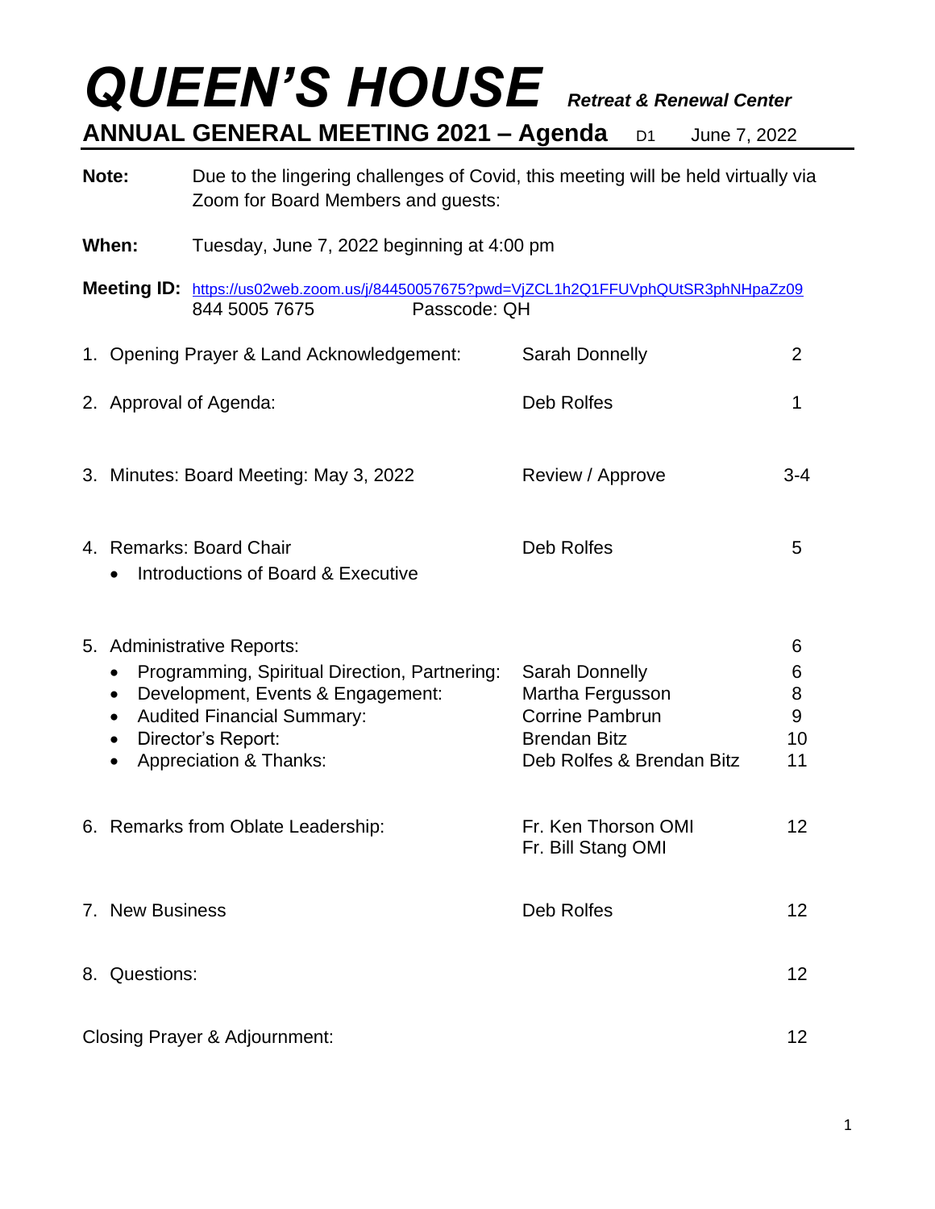# QUEEN'S HOUSE *Retreat & Renewal Center*

## ANNUAL GENERAL MEETING 2021 – Agenda D1 June 7, 2022

**Note:** Due to the lingering challenges of Covid, this meeting will be held virtually via Zoom for Board Members and guests:

**When:** Tuesday, June 7, 2022 beginning at 4:00 pm

**Meeting ID:** https://us02web.zoom.us/j/84450057675?pwd=VjZCL1h2Q1FFUVphQUtSR3phNHpaZz09
844 5005 7675 Passcode: QH

| Item | Presenter | Page |
|---|---|---|
| 1. Opening Prayer & Land Acknowledgement: | Sarah Donnelly | 2 |
| 2. Approval of Agenda: | Deb Rolfes | 1 |
| 3. Minutes: Board Meeting: May 3, 2022 | Review / Approve | 3-4 |
| 4. Remarks: Board Chair | Deb Rolfes | 5 |
| • Introductions of Board & Executive | | |
| 5. Administrative Reports: | | 6 |
| • Programming, Spiritual Direction, Partnering: | Sarah Donnelly | 6 |
| • Development, Events & Engagement: | Martha Fergusson | 8 |
| • Audited Financial Summary: | Corrine Pambrun | 9 |
| • Director's Report: | Brendan Bitz | 10 |
| • Appreciation & Thanks: | Deb Rolfes & Brendan Bitz | 11 |
| 6. Remarks from Oblate Leadership: | Fr. Ken Thorson OMI<br>Fr. Bill Stang OMI | 12 |
| 7. New Business | Deb Rolfes | 12 |
| 8. Questions: | | 12 |
| Closing Prayer & Adjournment: | | 12 |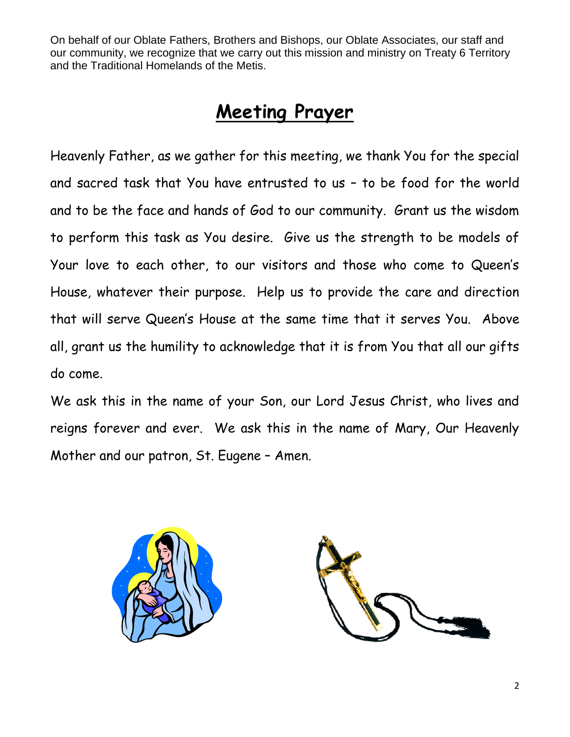On behalf of our Oblate Fathers, Brothers and Bishops, our Oblate Associates, our staff and our community, we recognize that we carry out this mission and ministry on Treaty 6 Territory and the Traditional Homelands of the Metis.

# Meeting Prayer

Heavenly Father, as we gather for this meeting, we thank You for the special and sacred task that You have entrusted to us – to be food for the world and to be the face and hands of God to our community. Grant us the wisdom to perform this task as You desire. Give us the strength to be models of Your love to each other, to our visitors and those who come to Queen's House, whatever their purpose. Help us to provide the care and direction that will serve Queen's House at the same time that it serves You. Above all, grant us the humility to acknowledge that it is from You that all our gifts do come.

We ask this in the name of your Son, our Lord Jesus Christ, who lives and reigns forever and ever. We ask this in the name of Mary, Our Heavenly Mother and our patron, St. Eugene – Amen.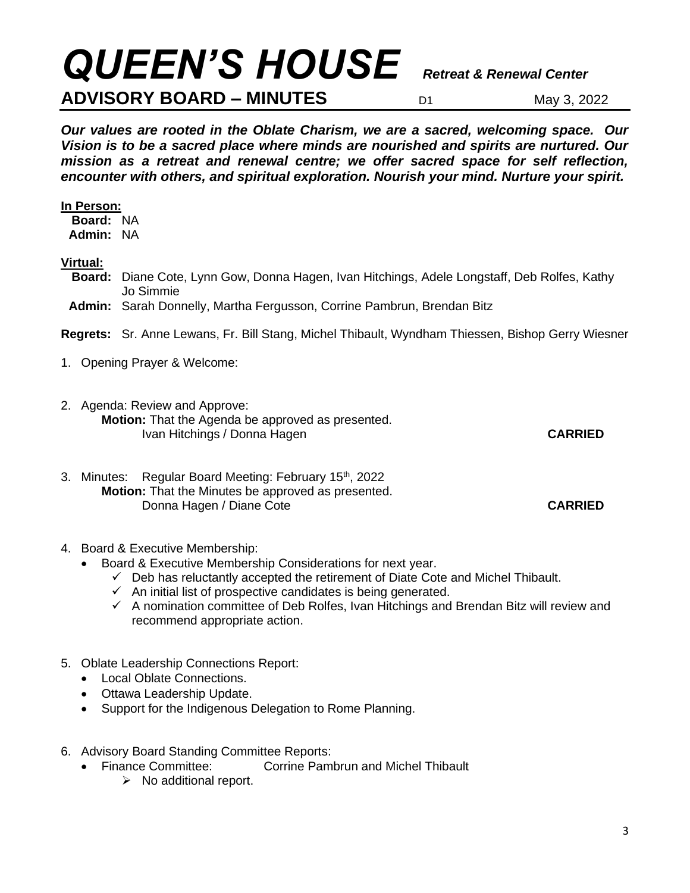# *QUEEN'S HOUSE* ***Retreat & Renewal Center***

## ADVISORY BOARD – MINUTES D1 May 3, 2022

***Our values are rooted in the Oblate Charism, we are a sacred, welcoming space. Our Vision is to be a sacred place where minds are nourished and spirits are nurtured. Our mission as a retreat and renewal centre; we offer sacred space for self reflection, encounter with others, and spiritual exploration. Nourish your mind. Nurture your spirit.***

**In Person:**
**Board:** NA
**Admin:** NA

**Virtual:**
**Board:** Diane Cote, Lynn Gow, Donna Hagen, Ivan Hitchings, Adele Longstaff, Deb Rolfes, Kathy Jo Simmie
**Admin:** Sarah Donnelly, Martha Fergusson, Corrine Pambrun, Brendan Bitz

**Regrets:** Sr. Anne Lewans, Fr. Bill Stang, Michel Thibault, Wyndham Thiessen, Bishop Gerry Wiesner

1. Opening Prayer & Welcome:

2. Agenda: Review and Approve:
   **Motion:** That the Agenda be approved as presented.
   Ivan Hitchings / Donna Hagen **CARRIED**

3. Minutes: Regular Board Meeting: February 15th, 2022
   **Motion:** That the Minutes be approved as presented.
   Donna Hagen / Diane Cote **CARRIED**

4. Board & Executive Membership:
   - Board & Executive Membership Considerations for next year.
     - ✓ Deb has reluctantly accepted the retirement of Diate Cote and Michel Thibault.
     - ✓ An initial list of prospective candidates is being generated.
     - ✓ A nomination committee of Deb Rolfes, Ivan Hitchings and Brendan Bitz will review and recommend appropriate action.

5. Oblate Leadership Connections Report:
   - Local Oblate Connections.
   - Ottawa Leadership Update.
   - Support for the Indigenous Delegation to Rome Planning.

6. Advisory Board Standing Committee Reports:
   - Finance Committee: Corrine Pambrun and Michel Thibault
     - ➢ No additional report.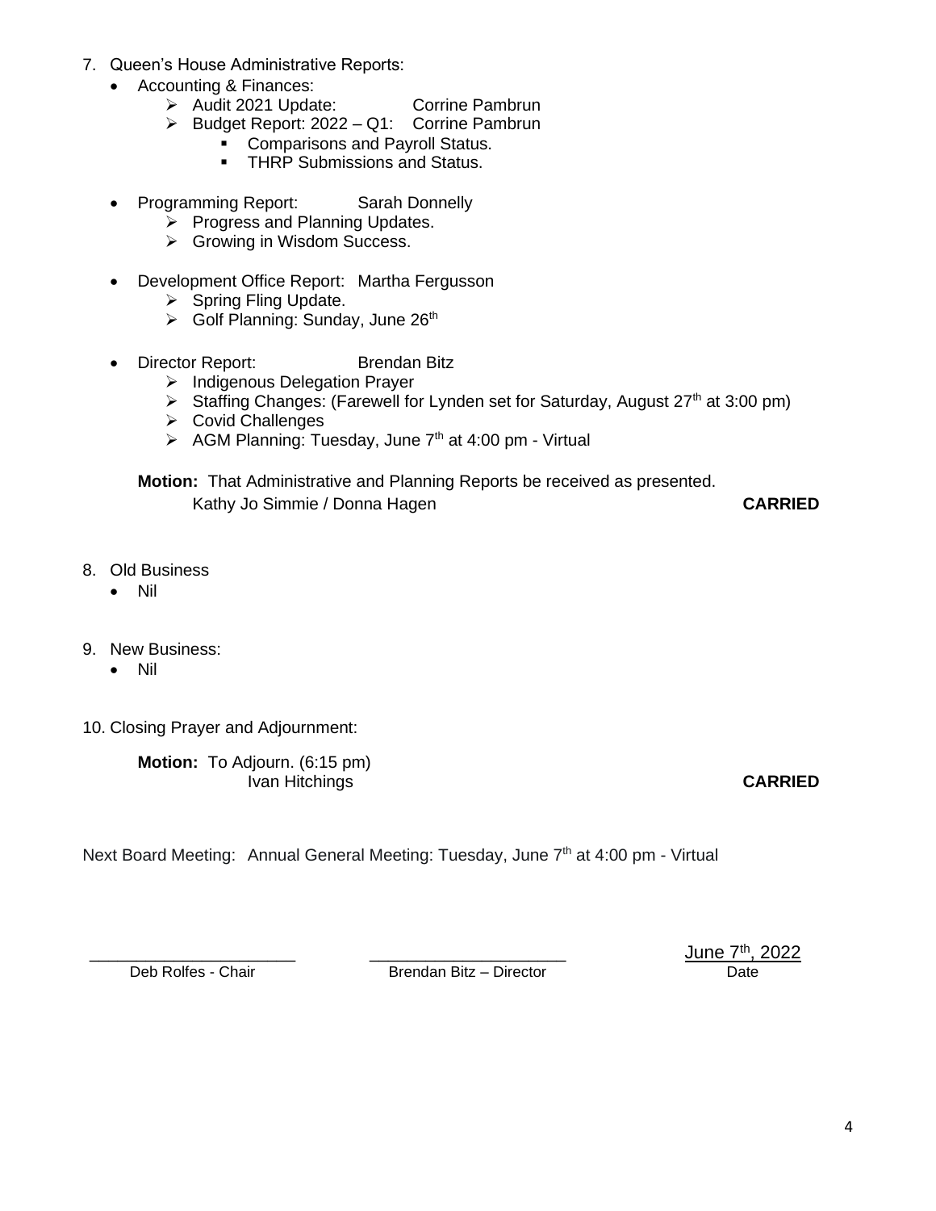7. Queen's House Administrative Reports:
   - Accounting & Finances:
     - Audit 2021 Update: Corrine Pambrun
     - Budget Report: 2022 – Q1: Corrine Pambrun
       - Comparisons and Payroll Status.
       - THRP Submissions and Status.
   - Programming Report: Sarah Donnelly
     - Progress and Planning Updates.
     - Growing in Wisdom Success.
   - Development Office Report: Martha Fergusson
     - Spring Fling Update.
     - Golf Planning: Sunday, June 26th
   - Director Report: Brendan Bitz
     - Indigenous Delegation Prayer
     - Staffing Changes: (Farewell for Lynden set for Saturday, August 27th at 3:00 pm)
     - Covid Challenges
     - AGM Planning: Tuesday, June 7th at 4:00 pm - Virtual

   **Motion:** That Administrative and Planning Reports be received as presented.
   Kathy Jo Simmie / Donna Hagen **CARRIED**

8. Old Business
   - Nil

9. New Business:
   - Nil

10. Closing Prayer and Adjournment:

    **Motion:** To Adjourn. (6:15 pm)
    Ivan Hitchings **CARRIED**

Next Board Meeting: Annual General Meeting: Tuesday, June 7th at 4:00 pm - Virtual

| \_\_\_\_\_\_\_\_\_\_\_\_\_\_\_\_\_\_\_\_\_\_ | \_\_\_\_\_\_\_\_\_\_\_\_\_\_\_\_\_\_\_\_\_\_ | June 7th, 2022 |
|---|---|---|
| Deb Rolfes - Chair | Brendan Bitz – Director | Date |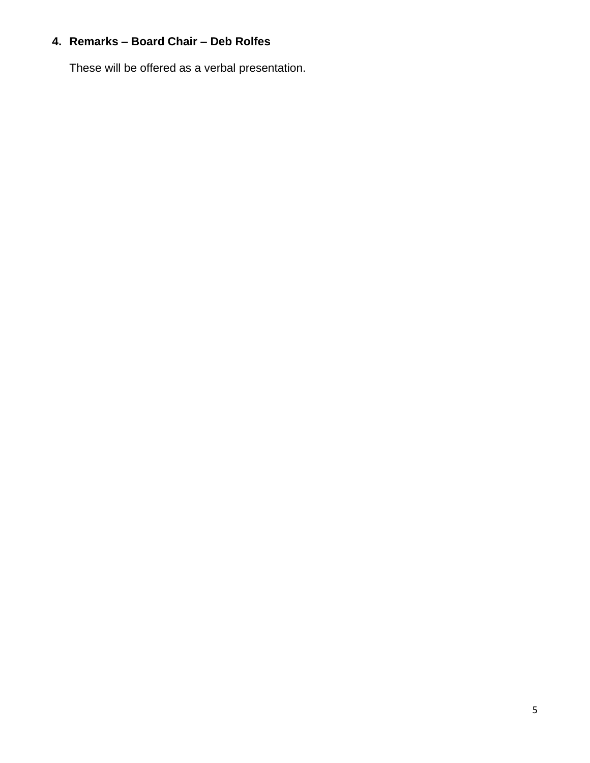## 4. Remarks – Board Chair – Deb Rolfes

These will be offered as a verbal presentation.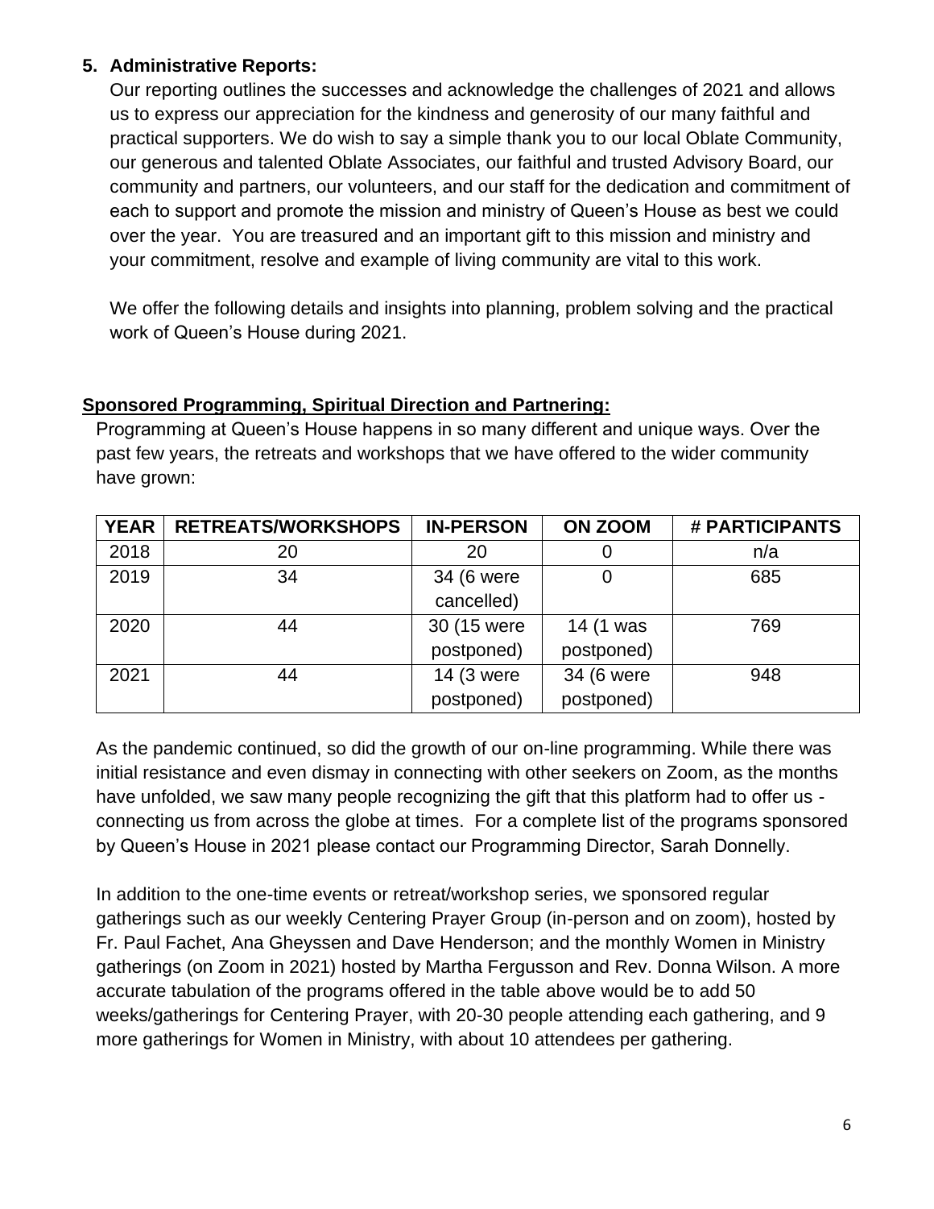## 5. Administrative Reports:

Our reporting outlines the successes and acknowledge the challenges of 2021 and allows us to express our appreciation for the kindness and generosity of our many faithful and practical supporters. We do wish to say a simple thank you to our local Oblate Community, our generous and talented Oblate Associates, our faithful and trusted Advisory Board, our community and partners, our volunteers, and our staff for the dedication and commitment of each to support and promote the mission and ministry of Queen's House as best we could over the year. You are treasured and an important gift to this mission and ministry and your commitment, resolve and example of living community are vital to this work.

We offer the following details and insights into planning, problem solving and the practical work of Queen's House during 2021.

### Sponsored Programming, Spiritual Direction and Partnering:

Programming at Queen's House happens in so many different and unique ways. Over the past few years, the retreats and workshops that we have offered to the wider community have grown:

| YEAR | RETREATS/WORKSHOPS | IN-PERSON | ON ZOOM | # PARTICIPANTS |
|---|---|---|---|---|
| 2018 | 20 | 20 | 0 | n/a |
| 2019 | 34 | 34 (6 were cancelled) | 0 | 685 |
| 2020 | 44 | 30 (15 were postponed) | 14 (1 was postponed) | 769 |
| 2021 | 44 | 14 (3 were postponed) | 34 (6 were postponed) | 948 |

As the pandemic continued, so did the growth of our on-line programming. While there was initial resistance and even dismay in connecting with other seekers on Zoom, as the months have unfolded, we saw many people recognizing the gift that this platform had to offer us - connecting us from across the globe at times. For a complete list of the programs sponsored by Queen's House in 2021 please contact our Programming Director, Sarah Donnelly.

In addition to the one-time events or retreat/workshop series, we sponsored regular gatherings such as our weekly Centering Prayer Group (in-person and on zoom), hosted by Fr. Paul Fachet, Ana Gheyssen and Dave Henderson; and the monthly Women in Ministry gatherings (on Zoom in 2021) hosted by Martha Fergusson and Rev. Donna Wilson. A more accurate tabulation of the programs offered in the table above would be to add 50 weeks/gatherings for Centering Prayer, with 20-30 people attending each gathering, and 9 more gatherings for Women in Ministry, with about 10 attendees per gathering.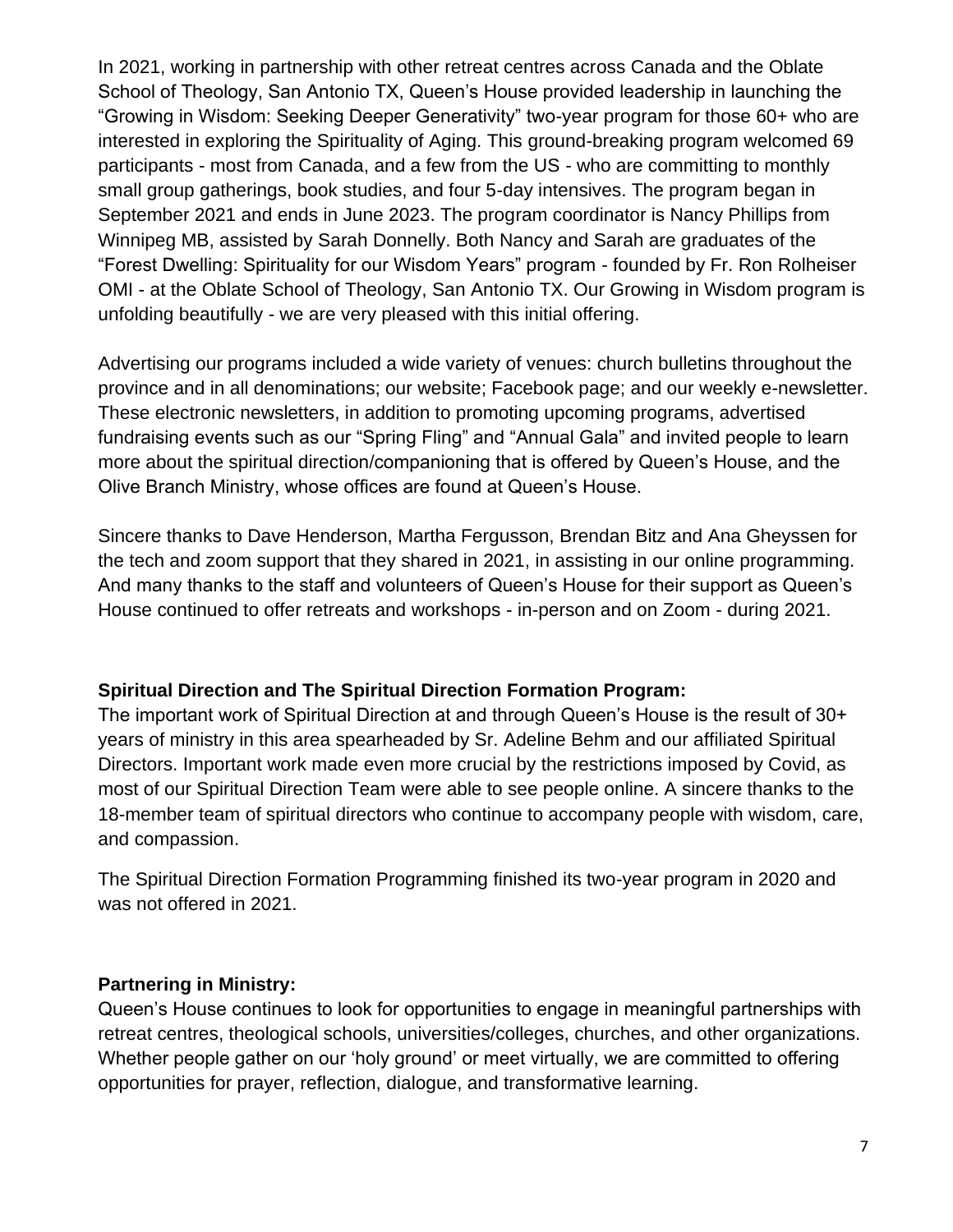In 2021, working in partnership with other retreat centres across Canada and the Oblate School of Theology, San Antonio TX, Queen's House provided leadership in launching the "Growing in Wisdom: Seeking Deeper Generativity" two-year program for those 60+ who are interested in exploring the Spirituality of Aging. This ground-breaking program welcomed 69 participants - most from Canada, and a few from the US - who are committing to monthly small group gatherings, book studies, and four 5-day intensives. The program began in September 2021 and ends in June 2023. The program coordinator is Nancy Phillips from Winnipeg MB, assisted by Sarah Donnelly. Both Nancy and Sarah are graduates of the "Forest Dwelling: Spirituality for our Wisdom Years" program - founded by Fr. Ron Rolheiser OMI - at the Oblate School of Theology, San Antonio TX. Our Growing in Wisdom program is unfolding beautifully - we are very pleased with this initial offering.

Advertising our programs included a wide variety of venues: church bulletins throughout the province and in all denominations; our website; Facebook page; and our weekly e-newsletter. These electronic newsletters, in addition to promoting upcoming programs, advertised fundraising events such as our "Spring Fling" and "Annual Gala" and invited people to learn more about the spiritual direction/companioning that is offered by Queen's House, and the Olive Branch Ministry, whose offices are found at Queen's House.

Sincere thanks to Dave Henderson, Martha Fergusson, Brendan Bitz and Ana Gheyssen for the tech and zoom support that they shared in 2021, in assisting in our online programming. And many thanks to the staff and volunteers of Queen's House for their support as Queen's House continued to offer retreats and workshops - in-person and on Zoom - during 2021.

**Spiritual Direction and The Spiritual Direction Formation Program:**

The important work of Spiritual Direction at and through Queen's House is the result of 30+ years of ministry in this area spearheaded by Sr. Adeline Behm and our affiliated Spiritual Directors. Important work made even more crucial by the restrictions imposed by Covid, as most of our Spiritual Direction Team were able to see people online. A sincere thanks to the 18-member team of spiritual directors who continue to accompany people with wisdom, care, and compassion.

The Spiritual Direction Formation Programming finished its two-year program in 2020 and was not offered in 2021.

**Partnering in Ministry:**

Queen's House continues to look for opportunities to engage in meaningful partnerships with retreat centres, theological schools, universities/colleges, churches, and other organizations. Whether people gather on our 'holy ground' or meet virtually, we are committed to offering opportunities for prayer, reflection, dialogue, and transformative learning.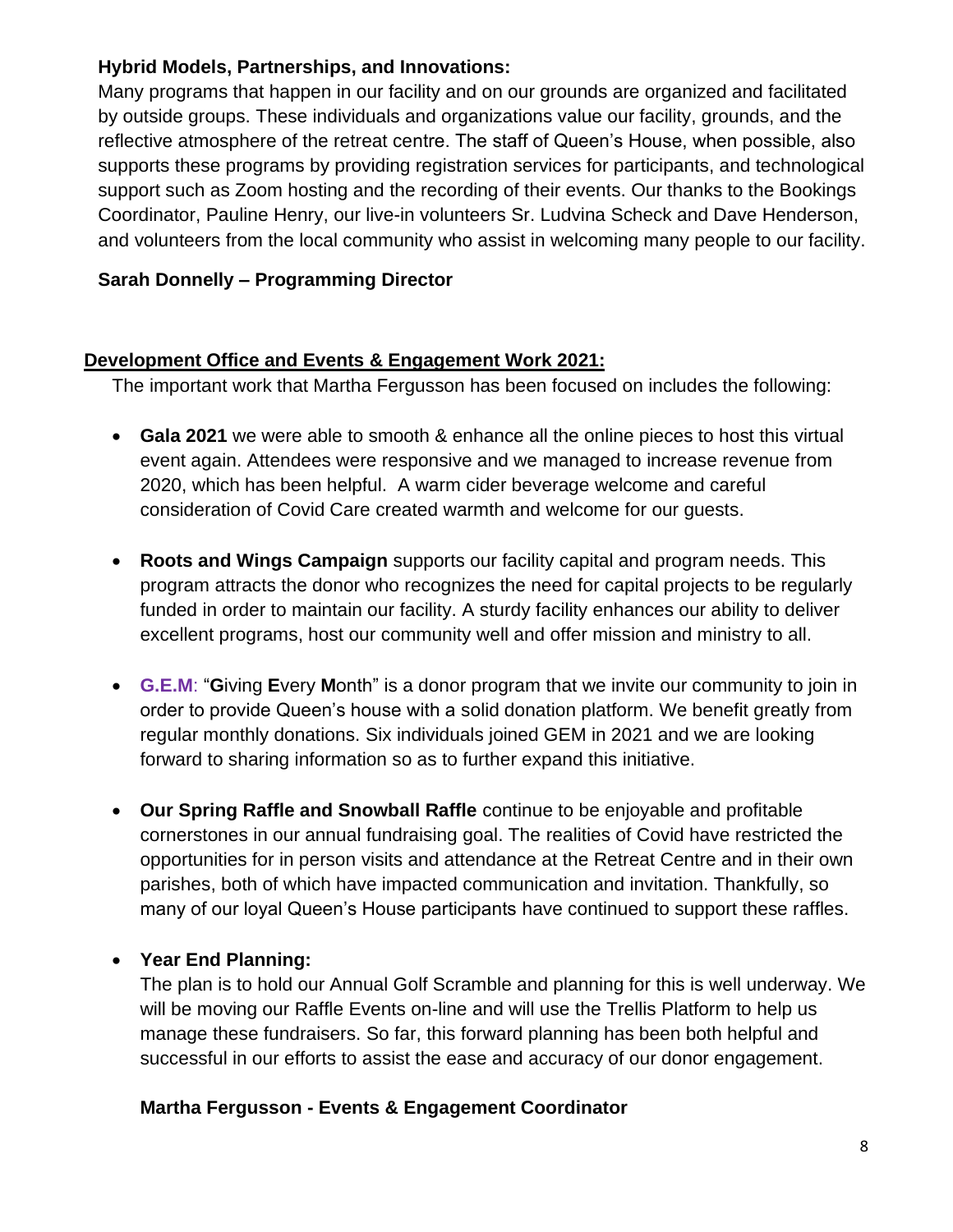**Hybrid Models, Partnerships, and Innovations:**

Many programs that happen in our facility and on our grounds are organized and facilitated by outside groups. These individuals and organizations value our facility, grounds, and the reflective atmosphere of the retreat centre. The staff of Queen's House, when possible, also supports these programs by providing registration services for participants, and technological support such as Zoom hosting and the recording of their events. Our thanks to the Bookings Coordinator, Pauline Henry, our live-in volunteers Sr. Ludvina Scheck and Dave Henderson, and volunteers from the local community who assist in welcoming many people to our facility.

**Sarah Donnelly – Programming Director**

## Development Office and Events & Engagement Work 2021:

The important work that Martha Fergusson has been focused on includes the following:

- **Gala 2021** we were able to smooth & enhance all the online pieces to host this virtual event again. Attendees were responsive and we managed to increase revenue from 2020, which has been helpful. A warm cider beverage welcome and careful consideration of Covid Care created warmth and welcome for our guests.

- **Roots and Wings Campaign** supports our facility capital and program needs. This program attracts the donor who recognizes the need for capital projects to be regularly funded in order to maintain our facility. A sturdy facility enhances our ability to deliver excellent programs, host our community well and offer mission and ministry to all.

- **G.E.M**: "**G**iving **E**very **M**onth" is a donor program that we invite our community to join in order to provide Queen's house with a solid donation platform. We benefit greatly from regular monthly donations. Six individuals joined GEM in 2021 and we are looking forward to sharing information so as to further expand this initiative.

- **Our Spring Raffle and Snowball Raffle** continue to be enjoyable and profitable cornerstones in our annual fundraising goal. The realities of Covid have restricted the opportunities for in person visits and attendance at the Retreat Centre and in their own parishes, both of which have impacted communication and invitation. Thankfully, so many of our loyal Queen's House participants have continued to support these raffles.

- **Year End Planning:**
  The plan is to hold our Annual Golf Scramble and planning for this is well underway. We will be moving our Raffle Events on-line and will use the Trellis Platform to help us manage these fundraisers. So far, this forward planning has been both helpful and successful in our efforts to assist the ease and accuracy of our donor engagement.

**Martha Fergusson - Events & Engagement Coordinator**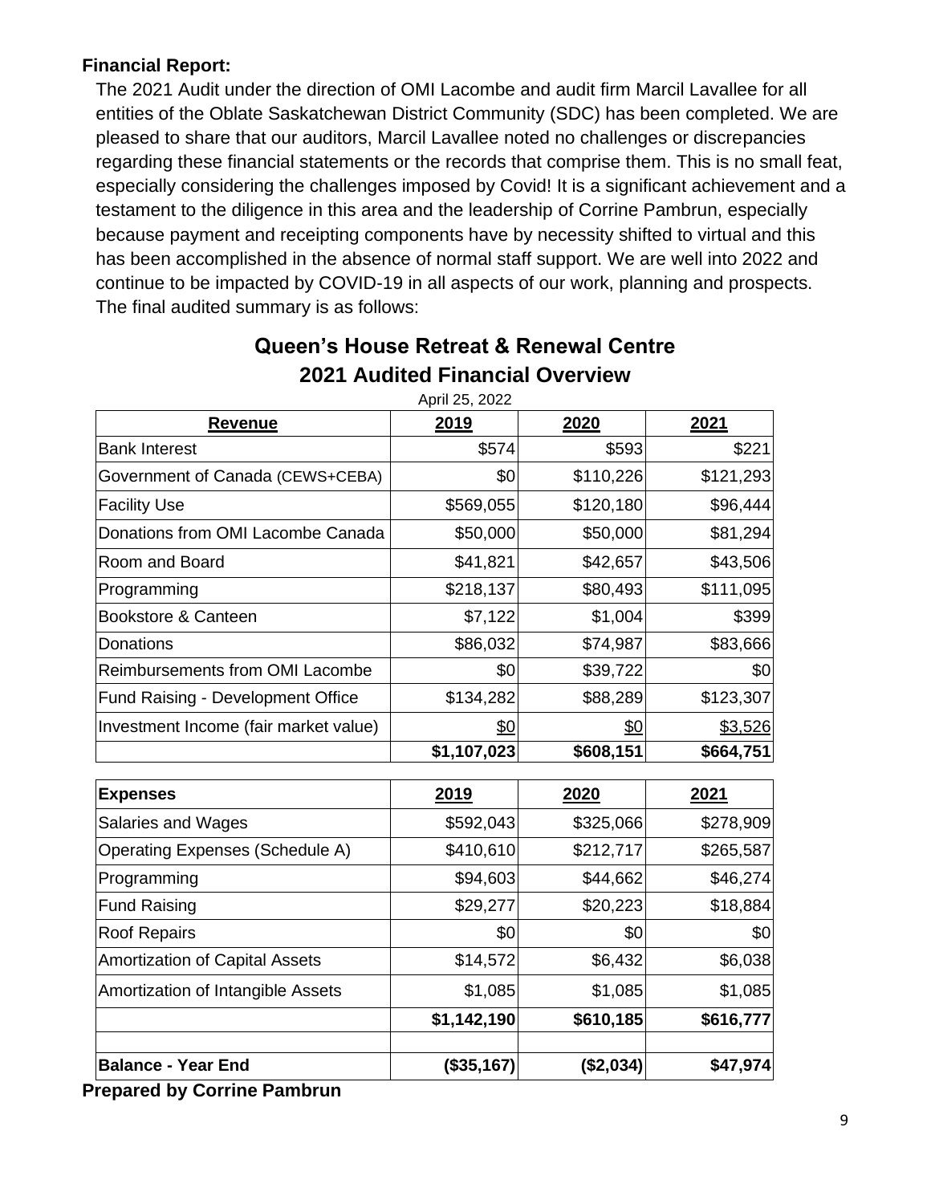**Financial Report:**

The 2021 Audit under the direction of OMI Lacombe and audit firm Marcil Lavallee for all entities of the Oblate Saskatchewan District Community (SDC) has been completed. We are pleased to share that our auditors, Marcil Lavallee noted no challenges or discrepancies regarding these financial statements or the records that comprise them. This is no small feat, especially considering the challenges imposed by Covid! It is a significant achievement and a testament to the diligence in this area and the leadership of Corrine Pambrun, especially because payment and receipting components have by necessity shifted to virtual and this has been accomplished in the absence of normal staff support. We are well into 2022 and continue to be impacted by COVID-19 in all aspects of our work, planning and prospects. The final audited summary is as follows:

## Queen's House Retreat & Renewal Centre
## 2021 Audited Financial Overview

April 25, 2022

| Revenue | 2019 | 2020 | 2021 |
|---|---|---|---|
| Bank Interest | $574 | $593 | $221 |
| Government of Canada (CEWS+CEBA) | $0 | $110,226 | $121,293 |
| Facility Use | $569,055 | $120,180 | $96,444 |
| Donations from OMI Lacombe Canada | $50,000 | $50,000 | $81,294 |
| Room and Board | $41,821 | $42,657 | $43,506 |
| Programming | $218,137 | $80,493 | $111,095 |
| Bookstore & Canteen | $7,122 | $1,004 | $399 |
| Donations | $86,032 | $74,987 | $83,666 |
| Reimbursements from OMI Lacombe | $0 | $39,722 | $0 |
| Fund Raising - Development Office | $134,282 | $88,289 | $123,307 |
| Investment Income (fair market value) | $0 | $0 | $3,526 |
| | **$1,107,023** | **$608,151** | **$664,751** |

| Expenses | 2019 | 2020 | 2021 |
|---|---|---|---|
| Salaries and Wages | $592,043 | $325,066 | $278,909 |
| Operating Expenses (Schedule A) | $410,610 | $212,717 | $265,587 |
| Programming | $94,603 | $44,662 | $46,274 |
| Fund Raising | $29,277 | $20,223 | $18,884 |
| Roof Repairs | $0 | $0 | $0 |
| Amortization of Capital Assets | $14,572 | $6,432 | $6,038 |
| Amortization of Intangible Assets | $1,085 | $1,085 | $1,085 |
| | **$1,142,190** | **$610,185** | **$616,777** |
| | | | |
| **Balance - Year End** | **($35,167)** | **($2,034)** | **$47,974** |

**Prepared by Corrine Pambrun**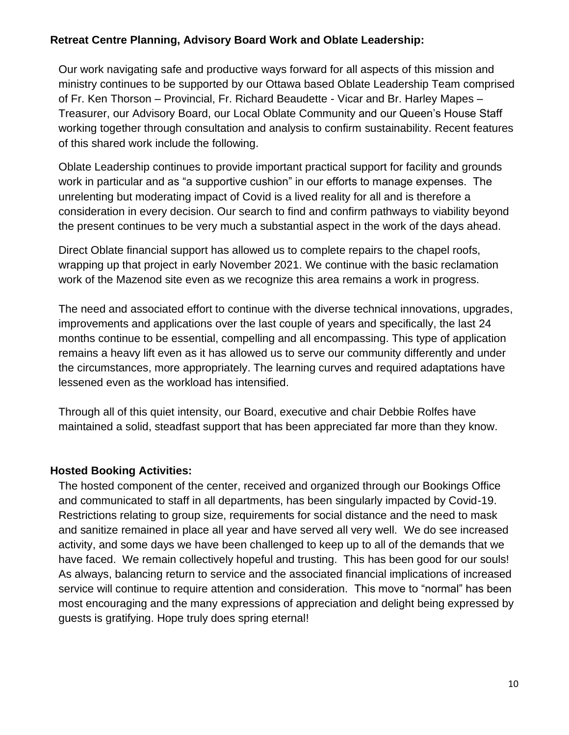**Retreat Centre Planning, Advisory Board Work and Oblate Leadership:**

Our work navigating safe and productive ways forward for all aspects of this mission and ministry continues to be supported by our Ottawa based Oblate Leadership Team comprised of Fr. Ken Thorson – Provincial, Fr. Richard Beaudette - Vicar and Br. Harley Mapes – Treasurer, our Advisory Board, our Local Oblate Community and our Queen's House Staff working together through consultation and analysis to confirm sustainability. Recent features of this shared work include the following.

Oblate Leadership continues to provide important practical support for facility and grounds work in particular and as "a supportive cushion" in our efforts to manage expenses. The unrelenting but moderating impact of Covid is a lived reality for all and is therefore a consideration in every decision. Our search to find and confirm pathways to viability beyond the present continues to be very much a substantial aspect in the work of the days ahead.

Direct Oblate financial support has allowed us to complete repairs to the chapel roofs, wrapping up that project in early November 2021. We continue with the basic reclamation work of the Mazenod site even as we recognize this area remains a work in progress.

The need and associated effort to continue with the diverse technical innovations, upgrades, improvements and applications over the last couple of years and specifically, the last 24 months continue to be essential, compelling and all encompassing. This type of application remains a heavy lift even as it has allowed us to serve our community differently and under the circumstances, more appropriately. The learning curves and required adaptations have lessened even as the workload has intensified.

Through all of this quiet intensity, our Board, executive and chair Debbie Rolfes have maintained a solid, steadfast support that has been appreciated far more than they know.

**Hosted Booking Activities:**

The hosted component of the center, received and organized through our Bookings Office and communicated to staff in all departments, has been singularly impacted by Covid-19. Restrictions relating to group size, requirements for social distance and the need to mask and sanitize remained in place all year and have served all very well. We do see increased activity, and some days we have been challenged to keep up to all of the demands that we have faced. We remain collectively hopeful and trusting. This has been good for our souls! As always, balancing return to service and the associated financial implications of increased service will continue to require attention and consideration. This move to "normal" has been most encouraging and the many expressions of appreciation and delight being expressed by guests is gratifying. Hope truly does spring eternal!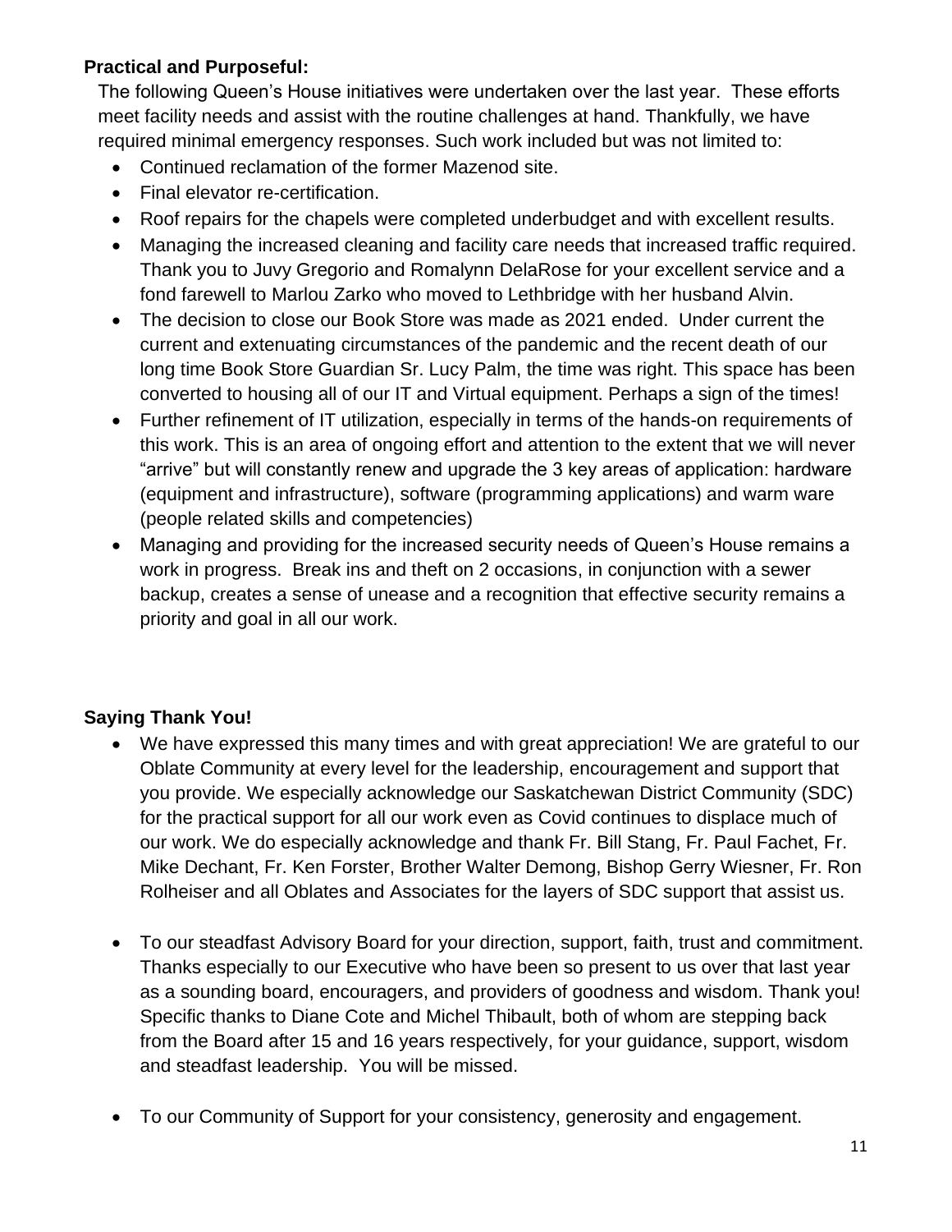**Practical and Purposeful:**

The following Queen's House initiatives were undertaken over the last year. These efforts meet facility needs and assist with the routine challenges at hand. Thankfully, we have required minimal emergency responses. Such work included but was not limited to:

- Continued reclamation of the former Mazenod site.
- Final elevator re-certification.
- Roof repairs for the chapels were completed underbudget and with excellent results.
- Managing the increased cleaning and facility care needs that increased traffic required. Thank you to Juvy Gregorio and Romalynn DelaRose for your excellent service and a fond farewell to Marlou Zarko who moved to Lethbridge with her husband Alvin.
- The decision to close our Book Store was made as 2021 ended. Under current the current and extenuating circumstances of the pandemic and the recent death of our long time Book Store Guardian Sr. Lucy Palm, the time was right. This space has been converted to housing all of our IT and Virtual equipment. Perhaps a sign of the times!
- Further refinement of IT utilization, especially in terms of the hands-on requirements of this work. This is an area of ongoing effort and attention to the extent that we will never "arrive" but will constantly renew and upgrade the 3 key areas of application: hardware (equipment and infrastructure), software (programming applications) and warm ware (people related skills and competencies)
- Managing and providing for the increased security needs of Queen's House remains a work in progress. Break ins and theft on 2 occasions, in conjunction with a sewer backup, creates a sense of unease and a recognition that effective security remains a priority and goal in all our work.

**Saying Thank You!**

- We have expressed this many times and with great appreciation! We are grateful to our Oblate Community at every level for the leadership, encouragement and support that you provide. We especially acknowledge our Saskatchewan District Community (SDC) for the practical support for all our work even as Covid continues to displace much of our work. We do especially acknowledge and thank Fr. Bill Stang, Fr. Paul Fachet, Fr. Mike Dechant, Fr. Ken Forster, Brother Walter Demong, Bishop Gerry Wiesner, Fr. Ron Rolheiser and all Oblates and Associates for the layers of SDC support that assist us.

- To our steadfast Advisory Board for your direction, support, faith, trust and commitment. Thanks especially to our Executive who have been so present to us over that last year as a sounding board, encouragers, and providers of goodness and wisdom. Thank you! Specific thanks to Diane Cote and Michel Thibault, both of whom are stepping back from the Board after 15 and 16 years respectively, for your guidance, support, wisdom and steadfast leadership. You will be missed.

- To our Community of Support for your consistency, generosity and engagement.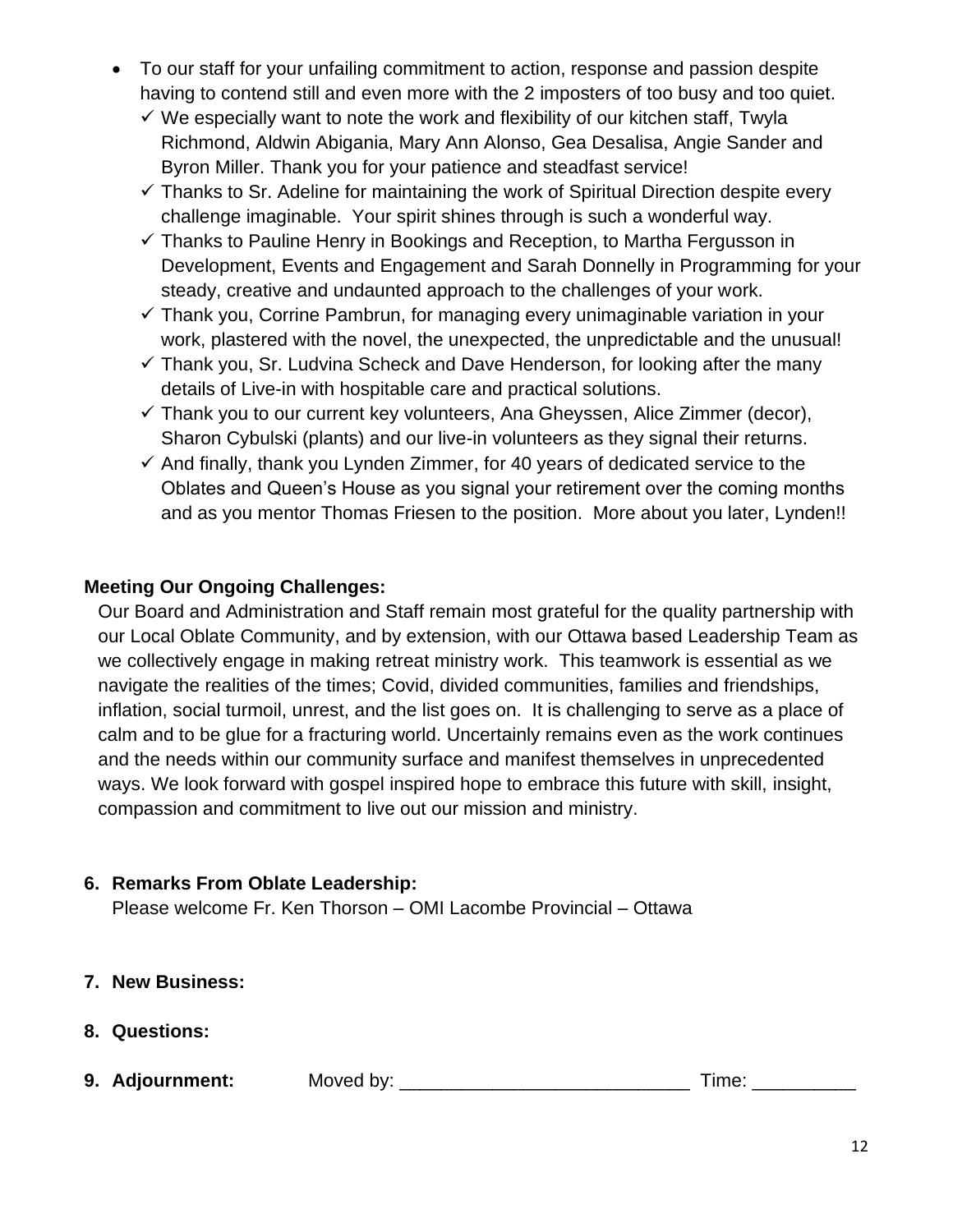- To our staff for your unfailing commitment to action, response and passion despite having to contend still and even more with the 2 imposters of too busy and too quiet.
  - ✓ We especially want to note the work and flexibility of our kitchen staff, Twyla Richmond, Aldwin Abigania, Mary Ann Alonso, Gea Desalisa, Angie Sander and Byron Miller. Thank you for your patience and steadfast service!
  - ✓ Thanks to Sr. Adeline for maintaining the work of Spiritual Direction despite every challenge imaginable. Your spirit shines through is such a wonderful way.
  - ✓ Thanks to Pauline Henry in Bookings and Reception, to Martha Fergusson in Development, Events and Engagement and Sarah Donnelly in Programming for your steady, creative and undaunted approach to the challenges of your work.
  - ✓ Thank you, Corrine Pambrun, for managing every unimaginable variation in your work, plastered with the novel, the unexpected, the unpredictable and the unusual!
  - ✓ Thank you, Sr. Ludvina Scheck and Dave Henderson, for looking after the many details of Live-in with hospitable care and practical solutions.
  - ✓ Thank you to our current key volunteers, Ana Gheyssen, Alice Zimmer (decor), Sharon Cybulski (plants) and our live-in volunteers as they signal their returns.
  - ✓ And finally, thank you Lynden Zimmer, for 40 years of dedicated service to the Oblates and Queen's House as you signal your retirement over the coming months and as you mentor Thomas Friesen to the position. More about you later, Lynden!!

**Meeting Our Ongoing Challenges:**

Our Board and Administration and Staff remain most grateful for the quality partnership with our Local Oblate Community, and by extension, with our Ottawa based Leadership Team as we collectively engage in making retreat ministry work. This teamwork is essential as we navigate the realities of the times; Covid, divided communities, families and friendships, inflation, social turmoil, unrest, and the list goes on. It is challenging to serve as a place of calm and to be glue for a fracturing world. Uncertainly remains even as the work continues and the needs within our community surface and manifest themselves in unprecedented ways. We look forward with gospel inspired hope to embrace this future with skill, insight, compassion and commitment to live out our mission and ministry.

6. **Remarks From Oblate Leadership:**
   Please welcome Fr. Ken Thorson – OMI Lacombe Provincial – Ottawa

7. **New Business:**

8. **Questions:**

9. **Adjournment:** Moved by: ____________________________ Time: __________